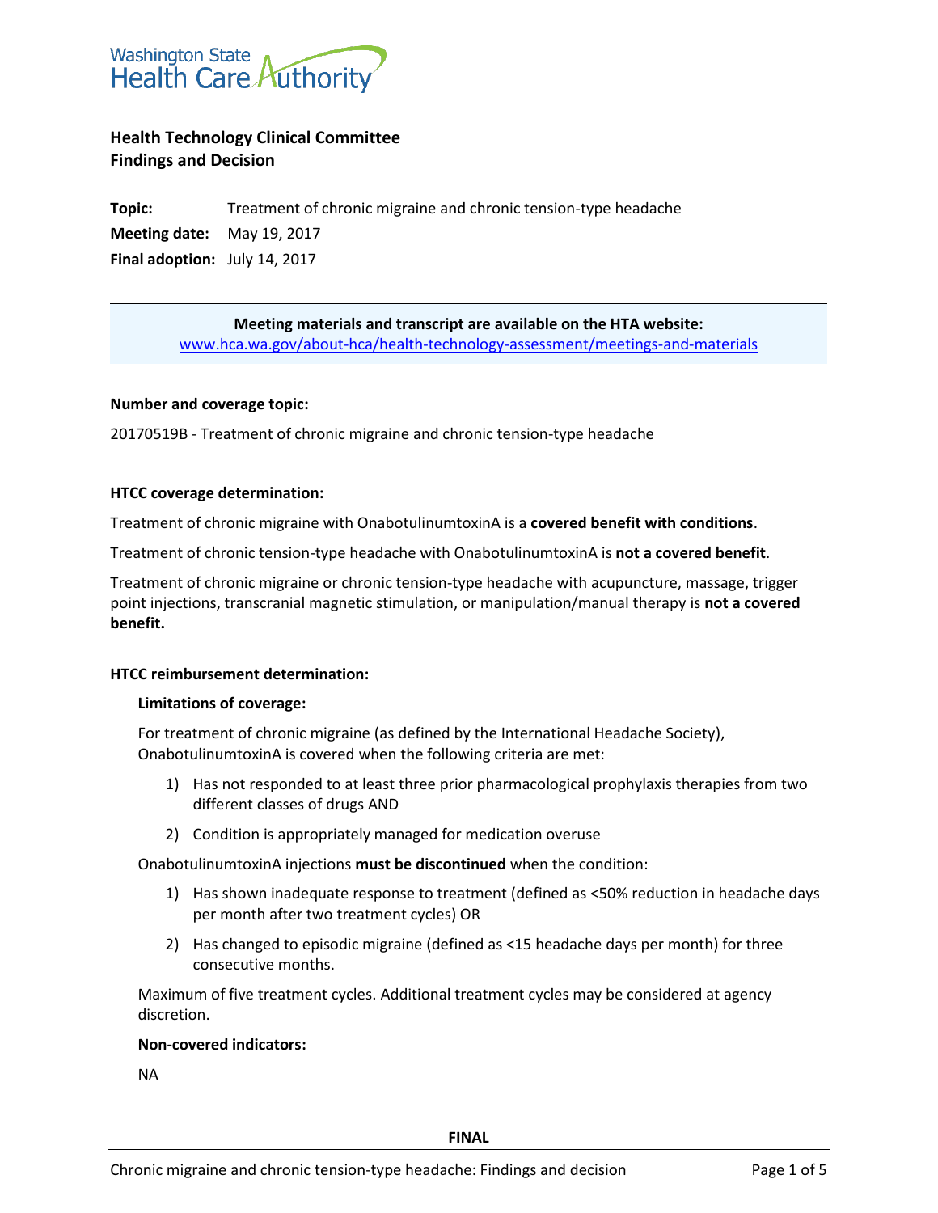Washington State Health Care Authority

# Health Technology Clinical Committee Findings and Decision

**Topic:** Treatment of chronic migraine and chronic tension-type headache

**Meeting date:** May 19, 2017

**Final adoption:** July 14, 2017

**Meeting materials and transcript are available on the HTA website:**
[www.hca.wa.gov/about-hca/health-technology-assessment/meetings-and-materials](www.hca.wa.gov/about-hca/health-technology-assessment/meetings-and-materials)

### Number and coverage topic:

20170519B - Treatment of chronic migraine and chronic tension-type headache

### HTCC coverage determination:

Treatment of chronic migraine with OnabotulinumtoxinA is a **covered benefit with conditions**.

Treatment of chronic tension-type headache with OnabotulinumtoxinA is **not a covered benefit**.

Treatment of chronic migraine or chronic tension-type headache with acupuncture, massage, trigger point injections, transcranial magnetic stimulation, or manipulation/manual therapy is **not a covered benefit.**

### HTCC reimbursement determination:

#### Limitations of coverage:

For treatment of chronic migraine (as defined by the International Headache Society), OnabotulinumtoxinA is covered when the following criteria are met:

1) Has not responded to at least three prior pharmacological prophylaxis therapies from two different classes of drugs AND
2) Condition is appropriately managed for medication overuse

OnabotulinumtoxinA injections **must be discontinued** when the condition:

1) Has shown inadequate response to treatment (defined as <50% reduction in headache days per month after two treatment cycles) OR
2) Has changed to episodic migraine (defined as <15 headache days per month) for three consecutive months.

Maximum of five treatment cycles. Additional treatment cycles may be considered at agency discretion.

#### Non-covered indicators:

NA

FINAL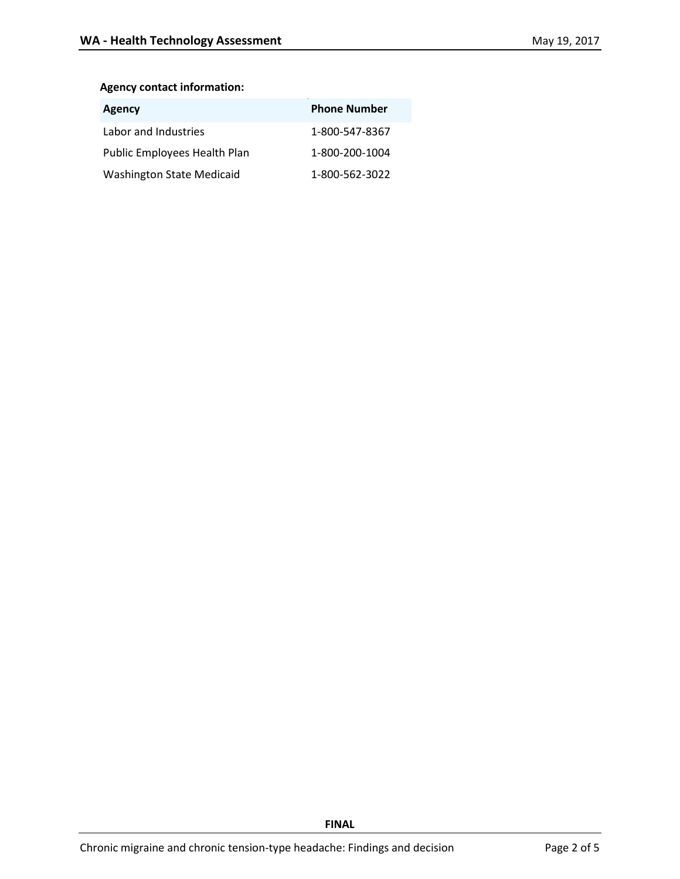**Agency contact information:**

| Agency | Phone Number |
|---|---|
| Labor and Industries | 1-800-547-8367 |
| Public Employees Health Plan | 1-800-200-1004 |
| Washington State Medicaid | 1-800-562-3022 |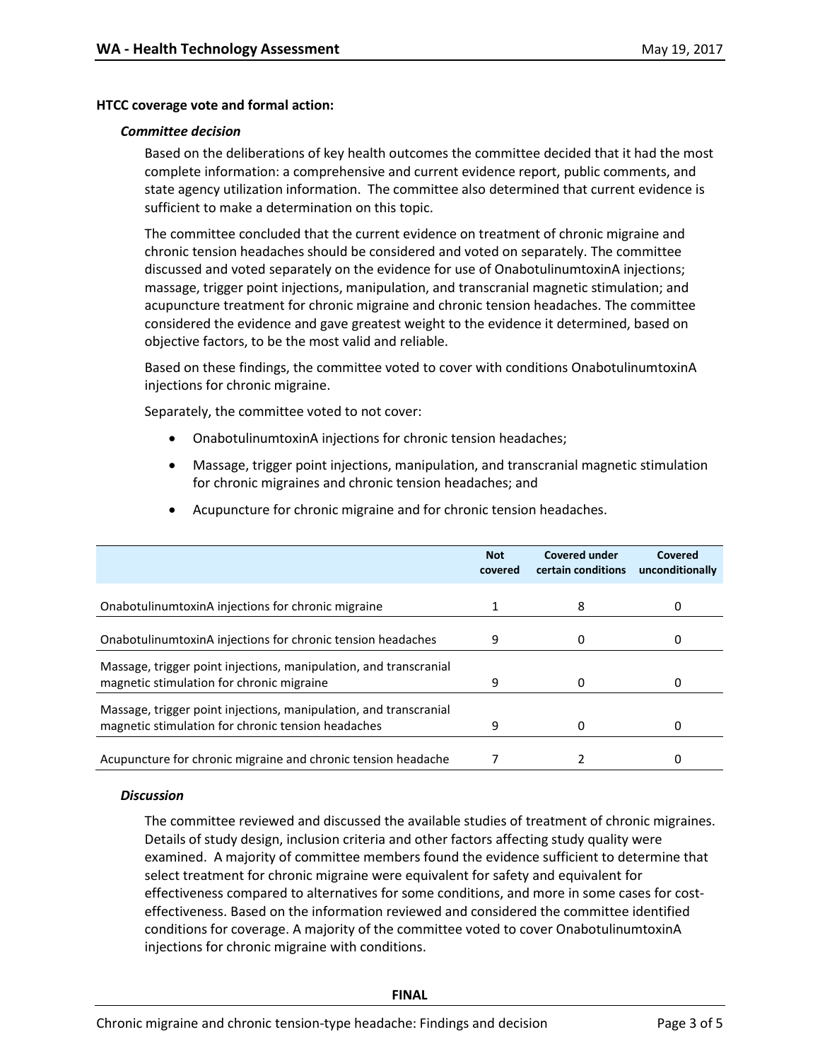**HTCC coverage vote and formal action:**

***Committee decision***

Based on the deliberations of key health outcomes the committee decided that it had the most complete information: a comprehensive and current evidence report, public comments, and state agency utilization information. The committee also determined that current evidence is sufficient to make a determination on this topic.

The committee concluded that the current evidence on treatment of chronic migraine and chronic tension headaches should be considered and voted on separately. The committee discussed and voted separately on the evidence for use of OnabotulinumtoxinA injections; massage, trigger point injections, manipulation, and transcranial magnetic stimulation; and acupuncture treatment for chronic migraine and chronic tension headaches. The committee considered the evidence and gave greatest weight to the evidence it determined, based on objective factors, to be the most valid and reliable.

Based on these findings, the committee voted to cover with conditions OnabotulinumtoxinA injections for chronic migraine.

Separately, the committee voted to not cover:

- OnabotulinumtoxinA injections for chronic tension headaches;
- Massage, trigger point injections, manipulation, and transcranial magnetic stimulation for chronic migraines and chronic tension headaches; and
- Acupuncture for chronic migraine and for chronic tension headaches.

| | Not covered | Covered under certain conditions | Covered unconditionally |
|---|---|---|---|
| OnabotulinumtoxinA injections for chronic migraine | 1 | 8 | 0 |
| OnabotulinumtoxinA injections for chronic tension headaches | 9 | 0 | 0 |
| Massage, trigger point injections, manipulation, and transcranial magnetic stimulation for chronic migraine | 9 | 0 | 0 |
| Massage, trigger point injections, manipulation, and transcranial magnetic stimulation for chronic tension headaches | 9 | 0 | 0 |
| Acupuncture for chronic migraine and chronic tension headache | 7 | 2 | 0 |

***Discussion***

The committee reviewed and discussed the available studies of treatment of chronic migraines. Details of study design, inclusion criteria and other factors affecting study quality were examined. A majority of committee members found the evidence sufficient to determine that select treatment for chronic migraine were equivalent for safety and equivalent for effectiveness compared to alternatives for some conditions, and more in some cases for cost-effectiveness. Based on the information reviewed and considered the committee identified conditions for coverage. A majority of the committee voted to cover OnabotulinumtoxinA injections for chronic migraine with conditions.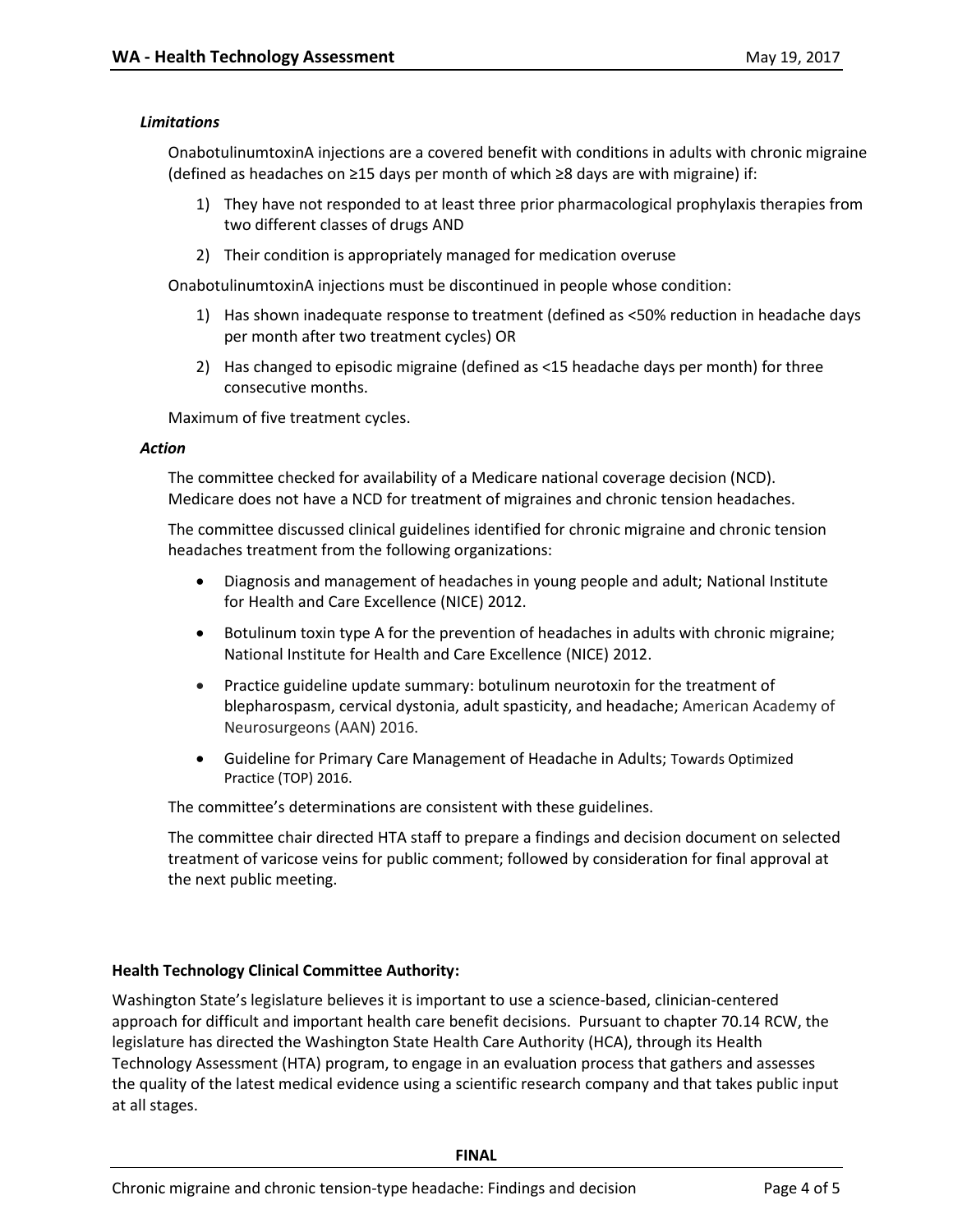*Limitations*

OnabotulinumtoxinA injections are a covered benefit with conditions in adults with chronic migraine (defined as headaches on ≥15 days per month of which ≥8 days are with migraine) if:

1) They have not responded to at least three prior pharmacological prophylaxis therapies from two different classes of drugs AND
2) Their condition is appropriately managed for medication overuse

OnabotulinumtoxinA injections must be discontinued in people whose condition:

1) Has shown inadequate response to treatment (defined as <50% reduction in headache days per month after two treatment cycles) OR
2) Has changed to episodic migraine (defined as <15 headache days per month) for three consecutive months.

Maximum of five treatment cycles.

*Action*

The committee checked for availability of a Medicare national coverage decision (NCD). Medicare does not have a NCD for treatment of migraines and chronic tension headaches.

The committee discussed clinical guidelines identified for chronic migraine and chronic tension headaches treatment from the following organizations:

- Diagnosis and management of headaches in young people and adult; National Institute for Health and Care Excellence (NICE) 2012.
- Botulinum toxin type A for the prevention of headaches in adults with chronic migraine; National Institute for Health and Care Excellence (NICE) 2012.
- Practice guideline update summary: botulinum neurotoxin for the treatment of blepharospasm, cervical dystonia, adult spasticity, and headache; American Academy of Neurosurgeons (AAN) 2016.
- Guideline for Primary Care Management of Headache in Adults; Towards Optimized Practice (TOP) 2016.

The committee's determinations are consistent with these guidelines.

The committee chair directed HTA staff to prepare a findings and decision document on selected treatment of varicose veins for public comment; followed by consideration for final approval at the next public meeting.

**Health Technology Clinical Committee Authority:**

Washington State's legislature believes it is important to use a science-based, clinician-centered approach for difficult and important health care benefit decisions. Pursuant to chapter 70.14 RCW, the legislature has directed the Washington State Health Care Authority (HCA), through its Health Technology Assessment (HTA) program, to engage in an evaluation process that gathers and assesses the quality of the latest medical evidence using a scientific research company and that takes public input at all stages.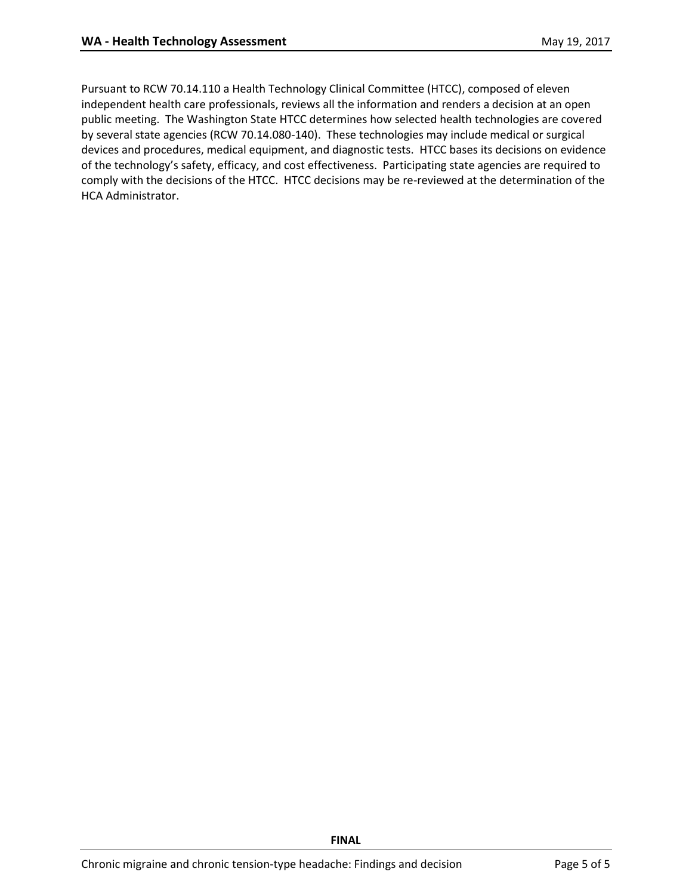Pursuant to RCW 70.14.110 a Health Technology Clinical Committee (HTCC), composed of eleven independent health care professionals, reviews all the information and renders a decision at an open public meeting. The Washington State HTCC determines how selected health technologies are covered by several state agencies (RCW 70.14.080-140). These technologies may include medical or surgical devices and procedures, medical equipment, and diagnostic tests. HTCC bases its decisions on evidence of the technology's safety, efficacy, and cost effectiveness. Participating state agencies are required to comply with the decisions of the HTCC. HTCC decisions may be re-reviewed at the determination of the HCA Administrator.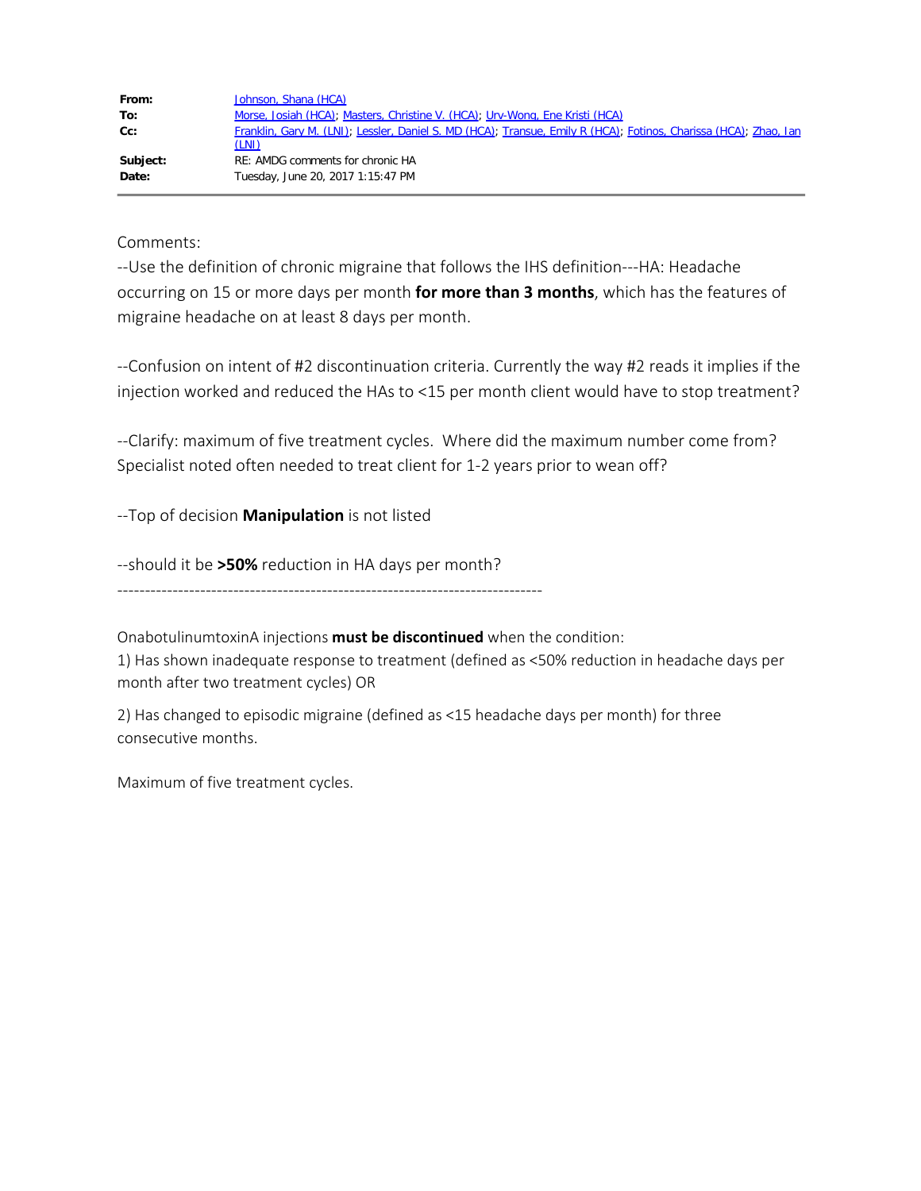**From:** Johnson, Shana (HCA)
**To:** Morse, Josiah (HCA); Masters, Christine V. (HCA); Urv-Wong, Ene Kristi (HCA)
**Cc:** Franklin, Gary M. (LNI); Lessler, Daniel S. MD (HCA); Transue, Emily R (HCA); Fotinos, Charissa (HCA); Zhao, Ian (LNI)
**Subject:** RE: AMDG comments for chronic HA
**Date:** Tuesday, June 20, 2017 1:15:47 PM

---

Comments:

--Use the definition of chronic migraine that follows the IHS definition---HA: Headache occurring on 15 or more days per month **for more than 3 months**, which has the features of migraine headache on at least 8 days per month.

--Confusion on intent of #2 discontinuation criteria. Currently the way #2 reads it implies if the injection worked and reduced the HAs to <15 per month client would have to stop treatment?

--Clarify: maximum of five treatment cycles. Where did the maximum number come from? Specialist noted often needed to treat client for 1-2 years prior to wean off?

--Top of decision **Manipulation** is not listed

--should it be **>50%** reduction in HA days per month?

---------------------------------------------------------------------------

OnabotulinumtoxinA injections **must be discontinued** when the condition:

1) Has shown inadequate response to treatment (defined as <50% reduction in headache days per month after two treatment cycles) OR

2) Has changed to episodic migraine (defined as <15 headache days per month) for three consecutive months.

Maximum of five treatment cycles.